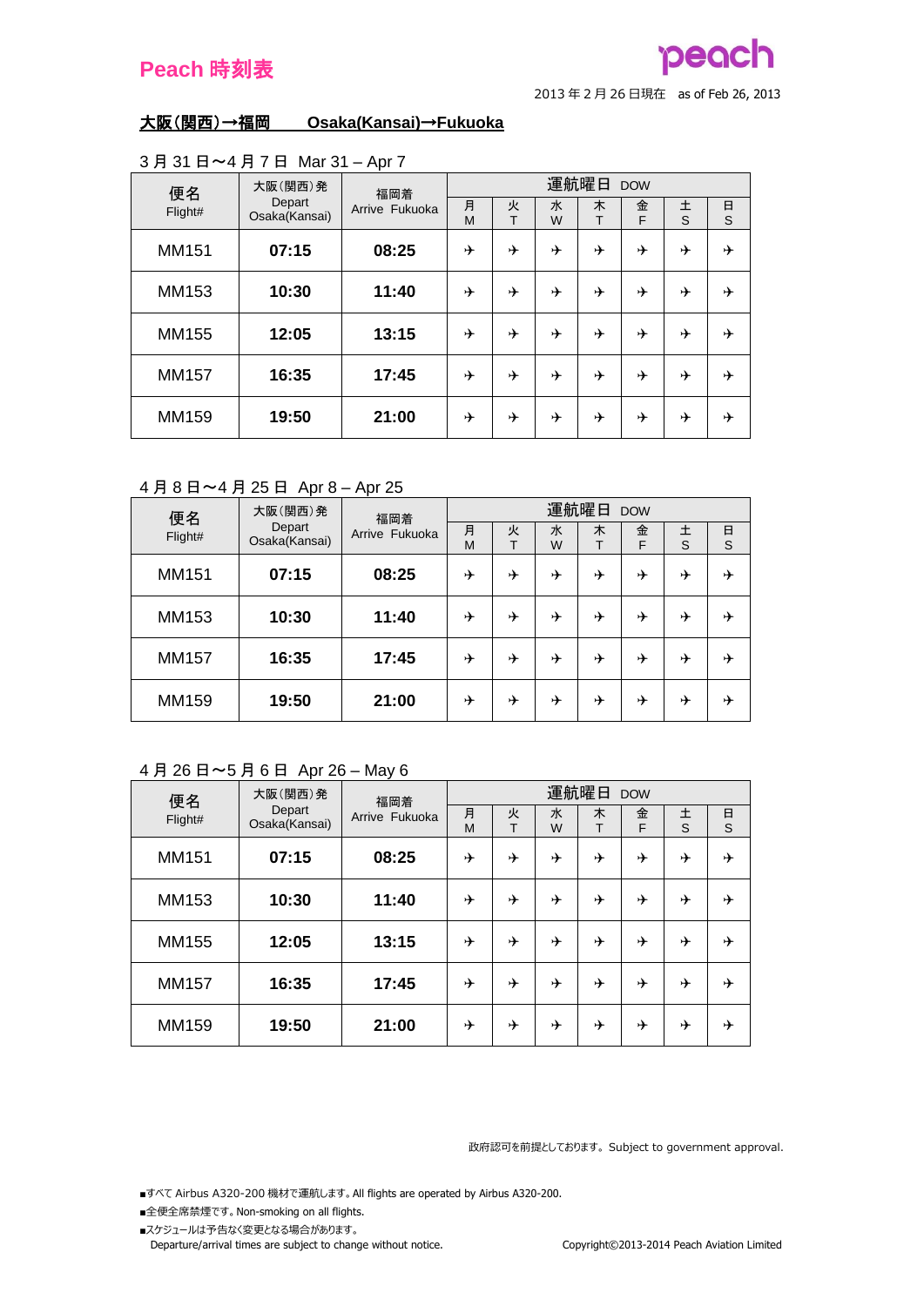# Peach 時刻表

peach

2013 年 2 月 26 日現在　as of Feb 26, 2013

## 大阪(関西)→福岡　　Osaka(Kansai)→Fukuoka

3 月 31 日〜4 月 7 日　Mar 31 – Apr 7

| 便名 Flight# | 大阪(関西)発 Depart Osaka(Kansai) | 福岡着 Arrive Fukuoka | 運航曜日 DOW | | | | | | |
|---|---|---|---|---|---|---|---|---|---|
| | | | 月 M | 火 T | 水 W | 木 T | 金 F | 土 S | 日 S |
| MM151 | **07:15** | **08:25** | ✈ | ✈ | ✈ | ✈ | ✈ | ✈ | ✈ |
| MM153 | **10:30** | **11:40** | ✈ | ✈ | ✈ | ✈ | ✈ | ✈ | ✈ |
| MM155 | **12:05** | **13:15** | ✈ | ✈ | ✈ | ✈ | ✈ | ✈ | ✈ |
| MM157 | **16:35** | **17:45** | ✈ | ✈ | ✈ | ✈ | ✈ | ✈ | ✈ |
| MM159 | **19:50** | **21:00** | ✈ | ✈ | ✈ | ✈ | ✈ | ✈ | ✈ |

4 月 8 日〜4 月 25 日　Apr 8 – Apr 25

| 便名 Flight# | 大阪(関西)発 Depart Osaka(Kansai) | 福岡着 Arrive Fukuoka | 運航曜日 DOW | | | | | | |
|---|---|---|---|---|---|---|---|---|---|
| | | | 月 M | 火 T | 水 W | 木 T | 金 F | 土 S | 日 S |
| MM151 | **07:15** | **08:25** | ✈ | ✈ | ✈ | ✈ | ✈ | ✈ | ✈ |
| MM153 | **10:30** | **11:40** | ✈ | ✈ | ✈ | ✈ | ✈ | ✈ | ✈ |
| MM157 | **16:35** | **17:45** | ✈ | ✈ | ✈ | ✈ | ✈ | ✈ | ✈ |
| MM159 | **19:50** | **21:00** | ✈ | ✈ | ✈ | ✈ | ✈ | ✈ | ✈ |

4 月 26 日〜5 月 6 日　Apr 26 – May 6

| 便名 Flight# | 大阪(関西)発 Depart Osaka(Kansai) | 福岡着 Arrive Fukuoka | 運航曜日 DOW | | | | | | |
|---|---|---|---|---|---|---|---|---|---|
| | | | 月 M | 火 T | 水 W | 木 T | 金 F | 土 S | 日 S |
| MM151 | **07:15** | **08:25** | ✈ | ✈ | ✈ | ✈ | ✈ | ✈ | ✈ |
| MM153 | **10:30** | **11:40** | ✈ | ✈ | ✈ | ✈ | ✈ | ✈ | ✈ |
| MM155 | **12:05** | **13:15** | ✈ | ✈ | ✈ | ✈ | ✈ | ✈ | ✈ |
| MM157 | **16:35** | **17:45** | ✈ | ✈ | ✈ | ✈ | ✈ | ✈ | ✈ |
| MM159 | **19:50** | **21:00** | ✈ | ✈ | ✈ | ✈ | ✈ | ✈ | ✈ |

政府認可を前提としております。Subject to government approval.

- ■すべて Airbus A320-200 機材で運航します。All flights are operated by Airbus A320-200.
- ■全便全席禁煙です。Non-smoking on all flights.
- ■スケジュールは予告なく変更となる場合があります。
  Departure/arrival times are subject to change without notice.

Copyright©2013-2014 Peach Aviation Limited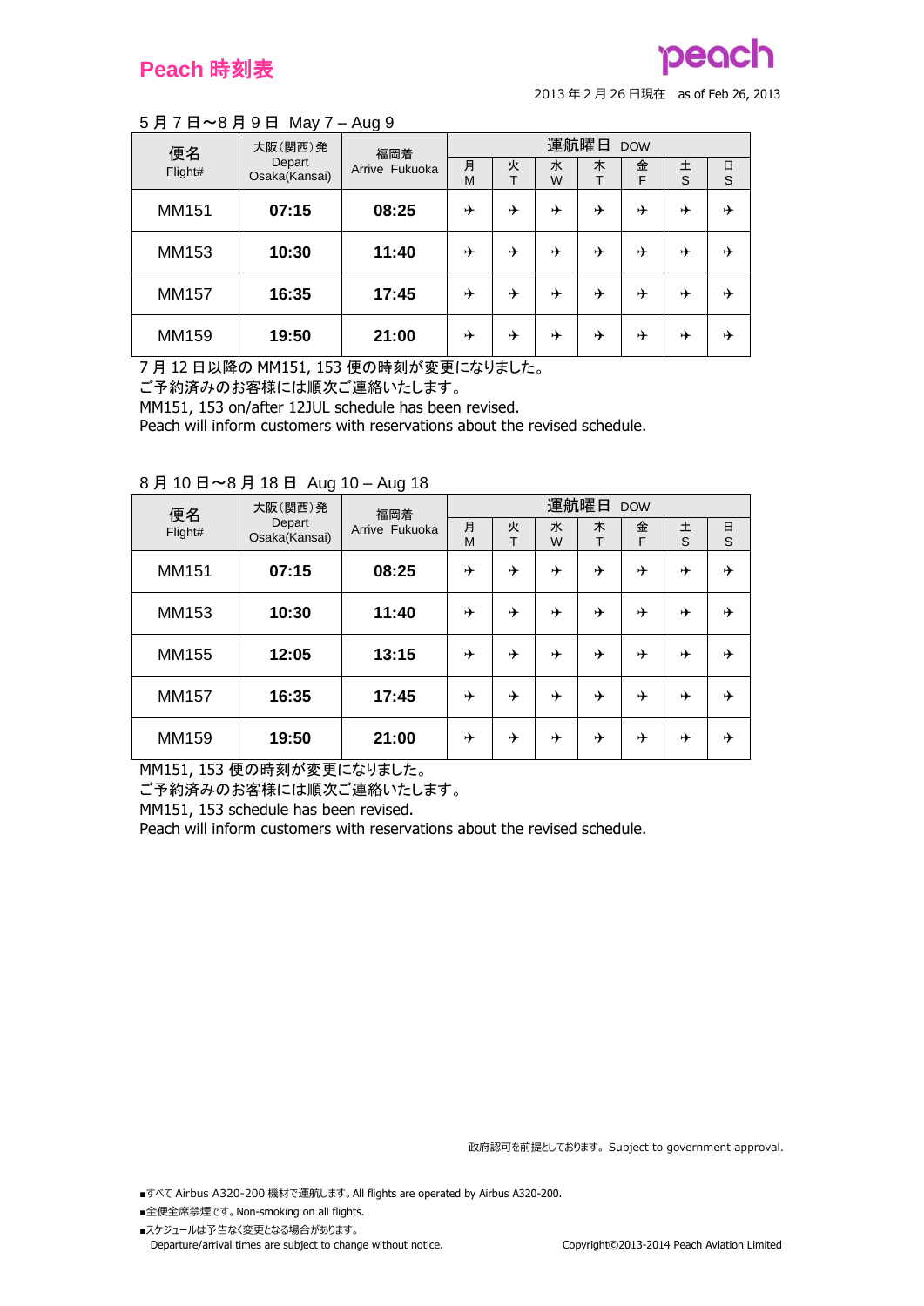# Peach 時刻表

2013年2月26日現在　as of Feb 26, 2013

5月7日～8月9日　May 7 – Aug 9

| 便名 Flight# | 大阪(関西)発 Depart Osaka(Kansai) | 福岡着 Arrive Fukuoka | 運航曜日 DOW | | | | | | |
|---|---|---|---|---|---|---|---|---|---|
| | | | 月 M | 火 T | 水 W | 木 T | 金 F | 土 S | 日 S |
| MM151 | **07:15** | **08:25** | ✈ | ✈ | ✈ | ✈ | ✈ | ✈ | ✈ |
| MM153 | **10:30** | **11:40** | ✈ | ✈ | ✈ | ✈ | ✈ | ✈ | ✈ |
| MM157 | **16:35** | **17:45** | ✈ | ✈ | ✈ | ✈ | ✈ | ✈ | ✈ |
| MM159 | **19:50** | **21:00** | ✈ | ✈ | ✈ | ✈ | ✈ | ✈ | ✈ |

7月12日以降のMM151, 153便の時刻が変更になりました。
ご予約済みのお客様には順次ご連絡いたします。
MM151, 153 on/after 12JUL schedule has been revised.
Peach will inform customers with reservations about the revised schedule.

8月10日～8月18日　Aug 10 – Aug 18

| 便名 Flight# | 大阪(関西)発 Depart Osaka(Kansai) | 福岡着 Arrive Fukuoka | 運航曜日 DOW | | | | | | |
|---|---|---|---|---|---|---|---|---|---|
| | | | 月 M | 火 T | 水 W | 木 T | 金 F | 土 S | 日 S |
| MM151 | **07:15** | **08:25** | ✈ | ✈ | ✈ | ✈ | ✈ | ✈ | ✈ |
| MM153 | **10:30** | **11:40** | ✈ | ✈ | ✈ | ✈ | ✈ | ✈ | ✈ |
| MM155 | **12:05** | **13:15** | ✈ | ✈ | ✈ | ✈ | ✈ | ✈ | ✈ |
| MM157 | **16:35** | **17:45** | ✈ | ✈ | ✈ | ✈ | ✈ | ✈ | ✈ |
| MM159 | **19:50** | **21:00** | ✈ | ✈ | ✈ | ✈ | ✈ | ✈ | ✈ |

MM151, 153便の時刻が変更になりました。
ご予約済みのお客様には順次ご連絡いたします。
MM151, 153 schedule has been revised.
Peach will inform customers with reservations about the revised schedule.

政府認可を前提としております。Subject to government approval.

- ■すべてAirbus A320-200機材で運航します。All flights are operated by Airbus A320-200.
- ■全便全席禁煙です。Non-smoking on all flights.
- ■スケジュールは予告なく変更となる場合があります。
  Departure/arrival times are subject to change without notice.

Copyright©2013-2014 Peach Aviation Limited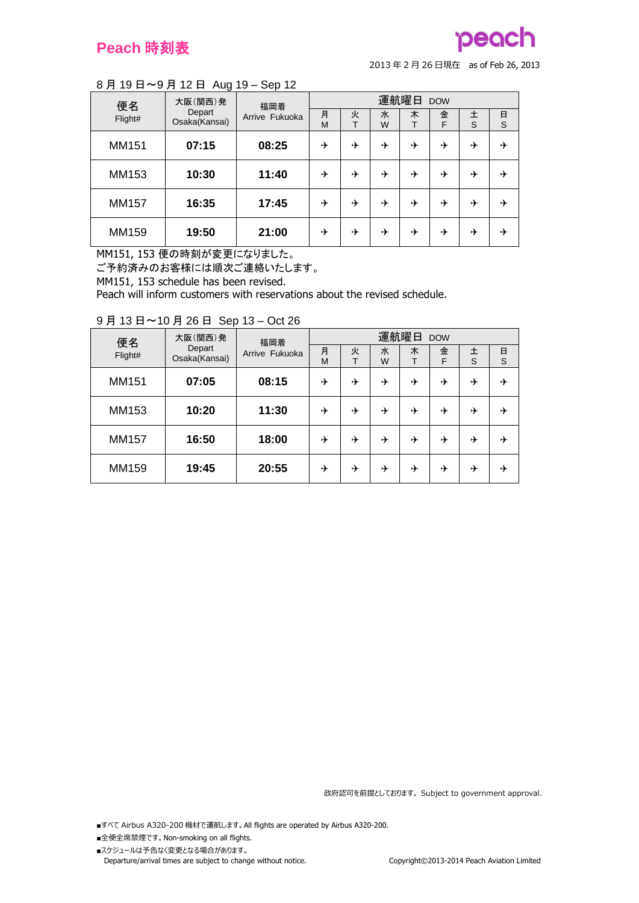# Peach 時刻表

peach

2013 年 2 月 26 日現在　as of Feb 26, 2013

8 月 19 日〜9 月 12 日　Aug 19 – Sep 12

| 便名 Flight# | 大阪(関西)発 Depart Osaka(Kansai) | 福岡着 Arrive Fukuoka | 運航曜日 DOW | | | | | | |
|---|---|---|---|---|---|---|---|---|---|
| | | | 月 M | 火 T | 水 W | 木 T | 金 F | 土 S | 日 S |
| MM151 | **07:15** | **08:25** | ✈ | ✈ | ✈ | ✈ | ✈ | ✈ | ✈ |
| MM153 | **10:30** | **11:40** | ✈ | ✈ | ✈ | ✈ | ✈ | ✈ | ✈ |
| MM157 | **16:35** | **17:45** | ✈ | ✈ | ✈ | ✈ | ✈ | ✈ | ✈ |
| MM159 | **19:50** | **21:00** | ✈ | ✈ | ✈ | ✈ | ✈ | ✈ | ✈ |

MM151, 153 便の時刻が変更になりました。
ご予約済みのお客様には順次ご連絡いたします。
MM151, 153 schedule has been revised.
Peach will inform customers with reservations about the revised schedule.

9 月 13 日〜10 月 26 日　Sep 13 – Oct 26

| 便名 Flight# | 大阪(関西)発 Depart Osaka(Kansai) | 福岡着 Arrive Fukuoka | 運航曜日 DOW | | | | | | |
|---|---|---|---|---|---|---|---|---|---|
| | | | 月 M | 火 T | 水 W | 木 T | 金 F | 土 S | 日 S |
| MM151 | **07:05** | **08:15** | ✈ | ✈ | ✈ | ✈ | ✈ | ✈ | ✈ |
| MM153 | **10:20** | **11:30** | ✈ | ✈ | ✈ | ✈ | ✈ | ✈ | ✈ |
| MM157 | **16:50** | **18:00** | ✈ | ✈ | ✈ | ✈ | ✈ | ✈ | ✈ |
| MM159 | **19:45** | **20:55** | ✈ | ✈ | ✈ | ✈ | ✈ | ✈ | ✈ |

政府認可を前提としております。Subject to government approval.

■すべて Airbus A320-200 機材で運航します。All flights are operated by Airbus A320-200.
■全便全席禁煙です。Non-smoking on all flights.
■スケジュールは予告なく変更となる場合があります。
Departure/arrival times are subject to change without notice.

Copyright©2013-2014 Peach Aviation Limited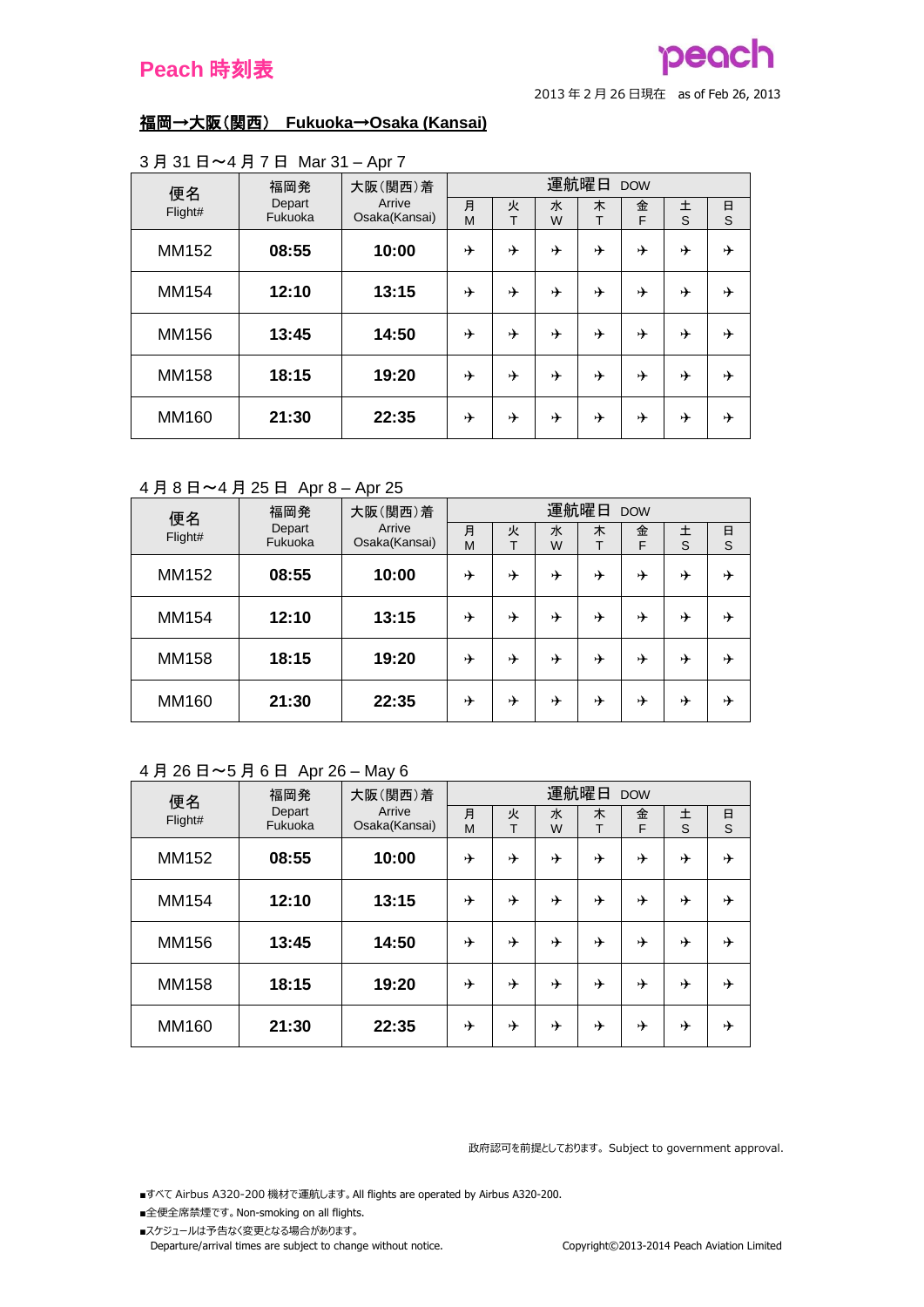# Peach 時刻表

2013年2月26日現在　as of Feb 26, 2013

## 福岡→大阪(関西)　Fukuoka→Osaka (Kansai)

3月31日〜4月7日　Mar 31 – Apr 7

| 便名 Flight# | 福岡発 Depart Fukuoka | 大阪(関西)着 Arrive Osaka(Kansai) | 運航曜日 DOW | | | | | | |
|---|---|---|---|---|---|---|---|---|---|
| | | | 月 M | 火 T | 水 W | 木 T | 金 F | 土 S | 日 S |
| MM152 | **08:55** | **10:00** | ✈ | ✈ | ✈ | ✈ | ✈ | ✈ | ✈ |
| MM154 | **12:10** | **13:15** | ✈ | ✈ | ✈ | ✈ | ✈ | ✈ | ✈ |
| MM156 | **13:45** | **14:50** | ✈ | ✈ | ✈ | ✈ | ✈ | ✈ | ✈ |
| MM158 | **18:15** | **19:20** | ✈ | ✈ | ✈ | ✈ | ✈ | ✈ | ✈ |
| MM160 | **21:30** | **22:35** | ✈ | ✈ | ✈ | ✈ | ✈ | ✈ | ✈ |

4月8日〜4月25日　Apr 8 – Apr 25

| 便名 Flight# | 福岡発 Depart Fukuoka | 大阪(関西)着 Arrive Osaka(Kansai) | 運航曜日 DOW | | | | | | |
|---|---|---|---|---|---|---|---|---|---|
| | | | 月 M | 火 T | 水 W | 木 T | 金 F | 土 S | 日 S |
| MM152 | **08:55** | **10:00** | ✈ | ✈ | ✈ | ✈ | ✈ | ✈ | ✈ |
| MM154 | **12:10** | **13:15** | ✈ | ✈ | ✈ | ✈ | ✈ | ✈ | ✈ |
| MM158 | **18:15** | **19:20** | ✈ | ✈ | ✈ | ✈ | ✈ | ✈ | ✈ |
| MM160 | **21:30** | **22:35** | ✈ | ✈ | ✈ | ✈ | ✈ | ✈ | ✈ |

4月26日〜5月6日　Apr 26 – May 6

| 便名 Flight# | 福岡発 Depart Fukuoka | 大阪(関西)着 Arrive Osaka(Kansai) | 運航曜日 DOW | | | | | | |
|---|---|---|---|---|---|---|---|---|---|
| | | | 月 M | 火 T | 水 W | 木 T | 金 F | 土 S | 日 S |
| MM152 | **08:55** | **10:00** | ✈ | ✈ | ✈ | ✈ | ✈ | ✈ | ✈ |
| MM154 | **12:10** | **13:15** | ✈ | ✈ | ✈ | ✈ | ✈ | ✈ | ✈ |
| MM156 | **13:45** | **14:50** | ✈ | ✈ | ✈ | ✈ | ✈ | ✈ | ✈ |
| MM158 | **18:15** | **19:20** | ✈ | ✈ | ✈ | ✈ | ✈ | ✈ | ✈ |
| MM160 | **21:30** | **22:35** | ✈ | ✈ | ✈ | ✈ | ✈ | ✈ | ✈ |

政府認可を前提としております。Subject to government approval.

- ■すべて Airbus A320-200 機材で運航します。All flights are operated by Airbus A320-200.
- ■全便全席禁煙です。Non-smoking on all flights.
- ■スケジュールは予告なく変更となる場合があります。
  Departure/arrival times are subject to change without notice.

Copyright©2013-2014 Peach Aviation Limited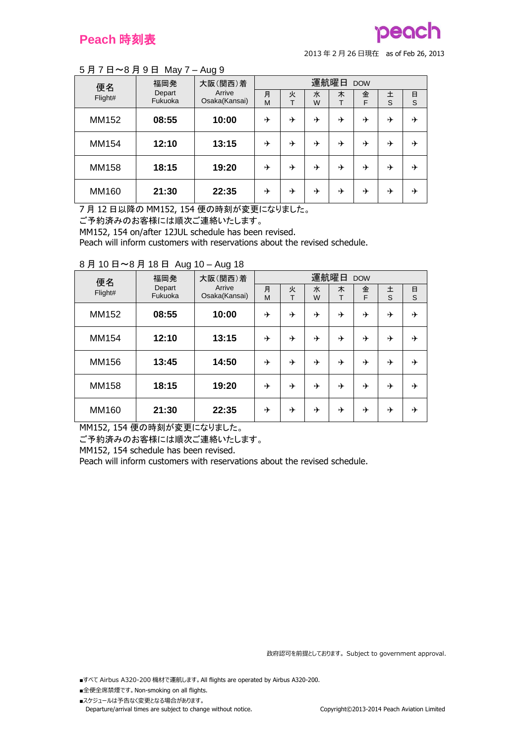# Peach 時刻表

peach

2013 年 2 月 26 日現在　as of Feb 26, 2013

5 月 7 日～8 月 9 日　May 7 – Aug 9

| 便名 Flight# | 福岡発 Depart Fukuoka | 大阪(関西)着 Arrive Osaka(Kansai) | 運航曜日 DOW 月 M | 火 T | 水 W | 木 T | 金 F | 土 S | 日 S |
|---|---|---|---|---|---|---|---|---|---|
| MM152 | **08:55** | **10:00** | ✈ | ✈ | ✈ | ✈ | ✈ | ✈ | ✈ |
| MM154 | **12:10** | **13:15** | ✈ | ✈ | ✈ | ✈ | ✈ | ✈ | ✈ |
| MM158 | **18:15** | **19:20** | ✈ | ✈ | ✈ | ✈ | ✈ | ✈ | ✈ |
| MM160 | **21:30** | **22:35** | ✈ | ✈ | ✈ | ✈ | ✈ | ✈ | ✈ |

7 月 12 日以降の MM152, 154 便の時刻が変更になりました。
ご予約済みのお客様には順次ご連絡いたします。
MM152, 154 on/after 12JUL schedule has been revised.
Peach will inform customers with reservations about the revised schedule.

8 月 10 日～8 月 18 日　Aug 10 – Aug 18

| 便名 Flight# | 福岡発 Depart Fukuoka | 大阪(関西)着 Arrive Osaka(Kansai) | 運航曜日 DOW 月 M | 火 T | 水 W | 木 T | 金 F | 土 S | 日 S |
|---|---|---|---|---|---|---|---|---|---|
| MM152 | **08:55** | **10:00** | ✈ | ✈ | ✈ | ✈ | ✈ | ✈ | ✈ |
| MM154 | **12:10** | **13:15** | ✈ | ✈ | ✈ | ✈ | ✈ | ✈ | ✈ |
| MM156 | **13:45** | **14:50** | ✈ | ✈ | ✈ | ✈ | ✈ | ✈ | ✈ |
| MM158 | **18:15** | **19:20** | ✈ | ✈ | ✈ | ✈ | ✈ | ✈ | ✈ |
| MM160 | **21:30** | **22:35** | ✈ | ✈ | ✈ | ✈ | ✈ | ✈ | ✈ |

MM152, 154 便の時刻が変更になりました。
ご予約済みのお客様には順次ご連絡いたします。
MM152, 154 schedule has been revised.
Peach will inform customers with reservations about the revised schedule.

政府認可を前提としております。Subject to government approval.

■すべて Airbus A320-200 機材で運航します。All flights are operated by Airbus A320-200.
■全便全席禁煙です。Non-smoking on all flights.
■スケジュールは予告なく変更となる場合があります。
Departure/arrival times are subject to change without notice.

Copyright©2013-2014 Peach Aviation Limited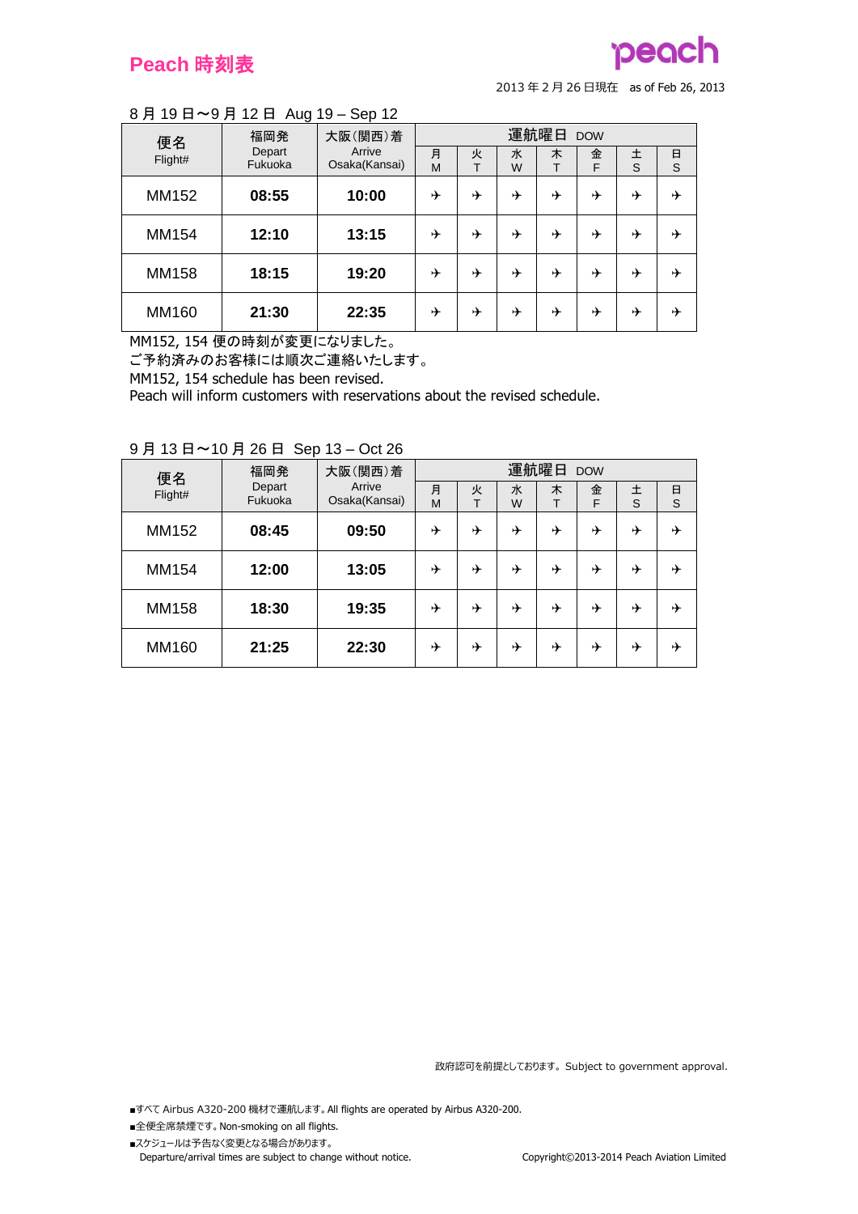# Peach 時刻表

2013 年 2 月 26 日現在　as of Feb 26, 2013

8 月 19 日〜9 月 12 日  Aug 19 – Sep 12

| 便名 Flight# | 福岡発 Depart Fukuoka | 大阪(関西)着 Arrive Osaka(Kansai) | 運航曜日 DOW | | | | | | |
|---|---|---|---|---|---|---|---|---|---|
| | | | 月 M | 火 T | 水 W | 木 T | 金 F | 土 S | 日 S |
| MM152 | **08:55** | **10:00** | ✈ | ✈ | ✈ | ✈ | ✈ | ✈ | ✈ |
| MM154 | **12:10** | **13:15** | ✈ | ✈ | ✈ | ✈ | ✈ | ✈ | ✈ |
| MM158 | **18:15** | **19:20** | ✈ | ✈ | ✈ | ✈ | ✈ | ✈ | ✈ |
| MM160 | **21:30** | **22:35** | ✈ | ✈ | ✈ | ✈ | ✈ | ✈ | ✈ |

MM152, 154 便の時刻が変更になりました。
ご予約済みのお客様には順次ご連絡いたします。
MM152, 154 schedule has been revised.
Peach will inform customers with reservations about the revised schedule.

9 月 13 日〜10 月 26 日  Sep 13 – Oct 26

| 便名 Flight# | 福岡発 Depart Fukuoka | 大阪(関西)着 Arrive Osaka(Kansai) | 運航曜日 DOW | | | | | | |
|---|---|---|---|---|---|---|---|---|---|
| | | | 月 M | 火 T | 水 W | 木 T | 金 F | 土 S | 日 S |
| MM152 | **08:45** | **09:50** | ✈ | ✈ | ✈ | ✈ | ✈ | ✈ | ✈ |
| MM154 | **12:00** | **13:05** | ✈ | ✈ | ✈ | ✈ | ✈ | ✈ | ✈ |
| MM158 | **18:30** | **19:35** | ✈ | ✈ | ✈ | ✈ | ✈ | ✈ | ✈ |
| MM160 | **21:25** | **22:30** | ✈ | ✈ | ✈ | ✈ | ✈ | ✈ | ✈ |

政府認可を前提としております。Subject to government approval.

- ■すべて Airbus A320-200 機材で運航します。All flights are operated by Airbus A320-200.
- ■全便全席禁煙です。Non-smoking on all flights.
- ■スケジュールは予告なく変更となる場合があります。
  Departure/arrival times are subject to change without notice.

Copyright©2013-2014 Peach Aviation Limited